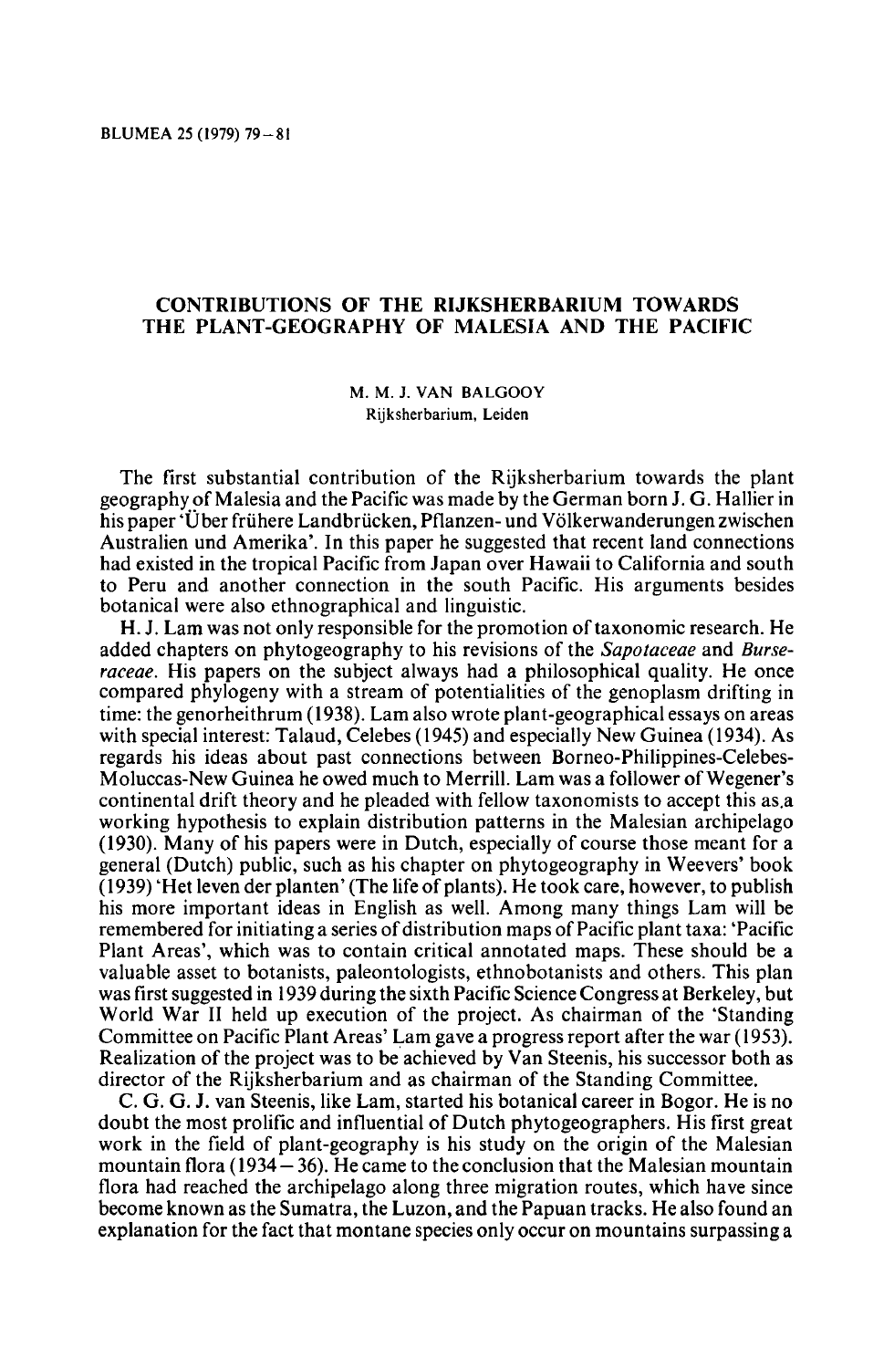# CONTRIBUTIONS OF THE RIJKSHERBARIUM TOWARDS THE PLANT-GEOGRAPHY OF MALESIA AND THE PACIFIC

M. M. J. VAN BALGOOY
Rijksherbarium, Leiden

The first substantial contribution of the Rijksherbarium towards the plant geography of Malesia and the Pacific was made by the German born J. G. Hallier in his paper 'Über frühere Landbrücken, Pflanzen- und Völkerwanderungen zwischen Australien und Amerika'. In this paper he suggested that recent land connections had existed in the tropical Pacific from Japan over Hawaii to California and south to Peru and another connection in the south Pacific. His arguments besides botanical were also ethnographical and linguistic.

H. J. Lam was not only responsible for the promotion of taxonomic research. He added chapters on phytogeography to his revisions of the *Sapotaceae* and *Burseraceae*. His papers on the subject always had a philosophical quality. He once compared phylogeny with a stream of potentialities of the genoplasm drifting in time: the genorheithrum (1938). Lam also wrote plant-geographical essays on areas with special interest: Talaud, Celebes (1945) and especially New Guinea (1934). As regards his ideas about past connections between Borneo-Philippines-Celebes-Moluccas-New Guinea he owed much to Merrill. Lam was a follower of Wegener's continental drift theory and he pleaded with fellow taxonomists to accept this as a working hypothesis to explain distribution patterns in the Malesian archipelago (1930). Many of his papers were in Dutch, especially of course those meant for a general (Dutch) public, such as his chapter on phytogeography in Weevers' book (1939) 'Het leven der planten' (The life of plants). He took care, however, to publish his more important ideas in English as well. Among many things Lam will be remembered for initiating a series of distribution maps of Pacific plant taxa: 'Pacific Plant Areas', which was to contain critical annotated maps. These should be a valuable asset to botanists, paleontologists, ethnobotanists and others. This plan was first suggested in 1939 during the sixth Pacific Science Congress at Berkeley, but World War II held up execution of the project. As chairman of the 'Standing Committee on Pacific Plant Areas' Lam gave a progress report after the war (1953). Realization of the project was to be achieved by Van Steenis, his successor both as director of the Rijksherbarium and as chairman of the Standing Committee.

C. G. G. J. van Steenis, like Lam, started his botanical career in Bogor. He is no doubt the most prolific and influential of Dutch phytogeographers. His first great work in the field of plant-geography is his study on the origin of the Malesian mountain flora (1934–36). He came to the conclusion that the Malesian mountain flora had reached the archipelago along three migration routes, which have since become known as the Sumatra, the Luzon, and the Papuan tracks. He also found an explanation for the fact that montane species only occur on mountains surpassing a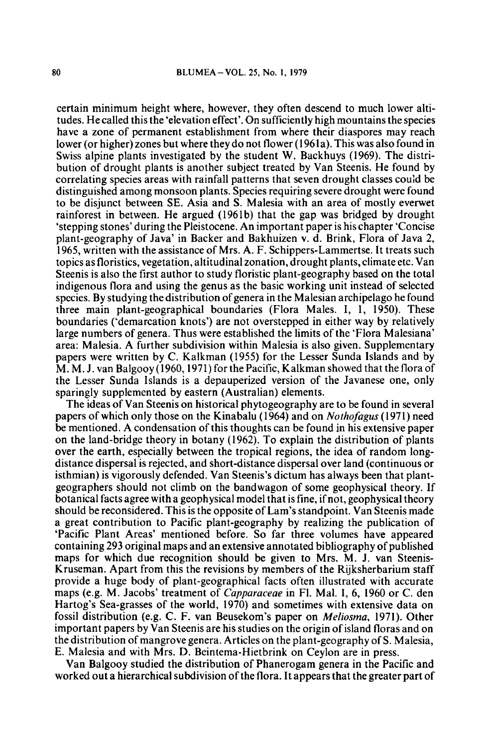certain minimum height where, however, they often descend to much lower altitudes. He called this the 'elevation effect'. On sufficiently high mountains the species have a zone of permanent establishment from where their diaspores may reach lower (or higher) zones but where they do not flower (1961a). This was also found in Swiss alpine plants investigated by the student W. Backhuys (1969). The distribution of drought plants is another subject treated by Van Steenis. He found by correlating species areas with rainfall patterns that seven drought classes could be distinguished among monsoon plants. Species requiring severe drought were found to be disjunct between SE. Asia and S. Malesia with an area of mostly everwet rainforest in between. He argued (1961b) that the gap was bridged by drought 'stepping stones' during the Pleistocene. An important paper is his chapter 'Concise plant-geography of Java' in Backer and Bakhuizen v. d. Brink, Flora of Java 2, 1965, written with the assistance of Mrs. A. F. Schippers-Lammertse. It treats such topics as floristics, vegetation, altitudinal zonation, drought plants, climate etc. Van Steenis is also the first author to study floristic plant-geography based on the total indigenous flora and using the genus as the basic working unit instead of selected species. By studying the distribution of genera in the Malesian archipelago he found three main plant-geographical boundaries (Flora Males. I, 1, 1950). These boundaries ('demarcation knots') are not overstepped in either way by relatively large numbers of genera. Thus were established the limits of the 'Flora Malesiana' area: Malesia. A further subdivision within Malesia is also given. Supplementary papers were written by C. Kalkman (1955) for the Lesser Sunda Islands and by M. M. J. van Balgooy (1960, 1971) for the Pacific, Kalkman showed that the flora of the Lesser Sunda Islands is a depauperized version of the Javanese one, only sparingly supplemented by eastern (Australian) elements.

The ideas of Van Steenis on historical phytogeography are to be found in several papers of which only those on the Kinabalu (1964) and on *Nothofagus* (1971) need be mentioned. A condensation of this thoughts can be found in his extensive paper on the land-bridge theory in botany (1962). To explain the distribution of plants over the earth, especially between the tropical regions, the idea of random long-distance dispersal is rejected, and short-distance dispersal over land (continuous or isthmian) is vigorously defended. Van Steenis's dictum has always been that plant-geographers should not climb on the bandwagon of some geophysical theory. If botanical facts agree with a geophysical model that is fine, if not, geophysical theory should be reconsidered. This is the opposite of Lam's standpoint. Van Steenis made a great contribution to Pacific plant-geography by realizing the publication of 'Pacific Plant Areas' mentioned before. So far three volumes have appeared containing 293 original maps and an extensive annotated bibliography of published maps for which due recognition should be given to Mrs. M. J. van Steenis-Kruseman. Apart from this the revisions by members of the Rijksherbarium staff provide a huge body of plant-geographical facts often illustrated with accurate maps (e.g. M. Jacobs' treatment of *Capparaceae* in Fl. Mal. I, 6, 1960 or C. den Hartog's Sea-grasses of the world, 1970) and sometimes with extensive data on fossil distribution (e.g. C. F. van Beusekom's paper on *Meliosma*, 1971). Other important papers by Van Steenis are his studies on the origin of island floras and on the distribution of mangrove genera. Articles on the plant-geography of S. Malesia, E. Malesia and with Mrs. D. Beintema-Hietbrink on Ceylon are in press.

Van Balgooy studied the distribution of Phanerogam genera in the Pacific and worked out a hierarchical subdivision of the flora. It appears that the greater part of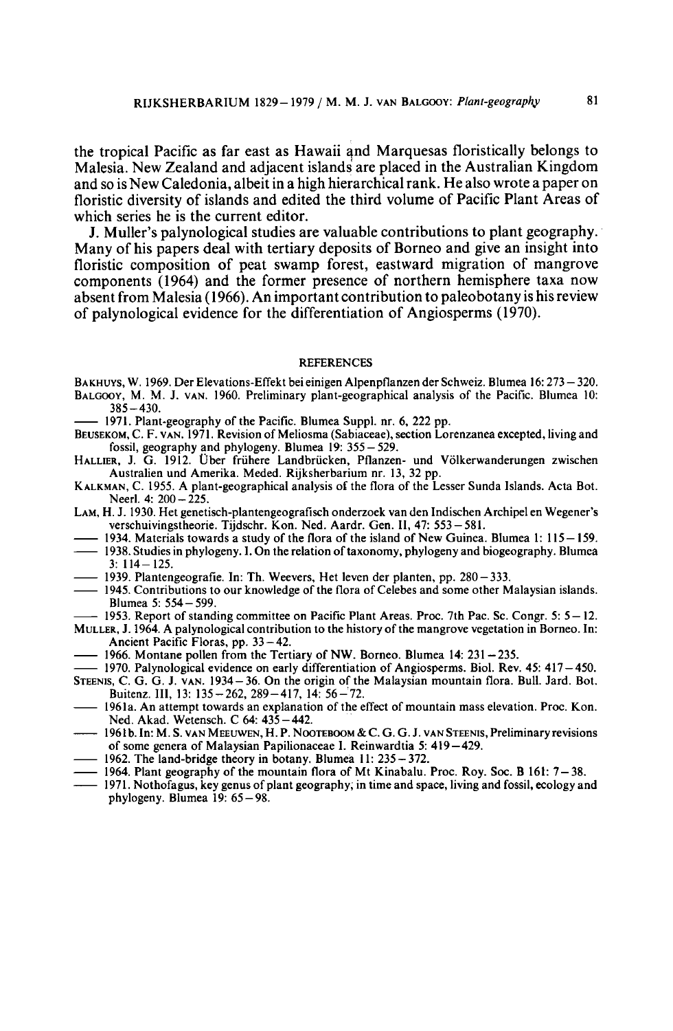the tropical Pacific as far east as Hawaii and Marquesas floristically belongs to Malesia. New Zealand and adjacent islands are placed in the Australian Kingdom and so is New Caledonia, albeit in a high hierarchical rank. He also wrote a paper on floristic diversity of islands and edited the third volume of Pacific Plant Areas of which series he is the current editor.

J. Muller's palynological studies are valuable contributions to plant geography. Many of his papers deal with tertiary deposits of Borneo and give an insight into floristic composition of peat swamp forest, eastward migration of mangrove components (1964) and the former presence of northern hemisphere taxa now absent from Malesia (1966). An important contribution to paleobotany is his review of palynological evidence for the differentiation of Angiosperms (1970).

## REFERENCES

BAKHUYS, W. 1969. Der Elevations-Effekt bei einigen Alpenpflanzen der Schweiz. Blumea 16: 273–320.

BALGOOY, M. M. J. VAN. 1960. Preliminary plant-geographical analysis of the Pacific. Blumea 10: 385–430.

—— 1971. Plant-geography of the Pacific. Blumea Suppl. nr. 6, 222 pp.

BEUSEKOM, C. F. VAN. 1971. Revision of Meliosma (Sabiaceae), section Lorenzanea excepted, living and fossil, geography and phylogeny. Blumea 19: 355–529.

HALLIER, J. G. 1912. Über frühere Landbrücken, Pflanzen- und Völkerwanderungen zwischen Australien und Amerika. Meded. Rijksherbarium nr. 13, 32 pp.

KALKMAN, C. 1955. A plant-geographical analysis of the flora of the Lesser Sunda Islands. Acta Bot. Neerl. 4: 200–225.

LAM, H. J. 1930. Het genetisch-plantengeografisch onderzoek van den Indischen Archipel en Wegener's verschuivingstheorie. Tijdschr. Kon. Ned. Aardr. Gen. II, 47: 553–581.

—— 1934. Materials towards a study of the flora of the island of New Guinea. Blumea 1: 115–159.

—— 1938. Studies in phylogeny. I. On the relation of taxonomy, phylogeny and biogeography. Blumea 3: 114–125.

—— 1939. Plantengeografie. In: Th. Weevers, Het leven der planten, pp. 280–333.

—— 1945. Contributions to our knowledge of the flora of Celebes and some other Malaysian islands. Blumea 5: 554–599.

—— 1953. Report of standing committee on Pacific Plant Areas. Proc. 7th Pac. Sc. Congr. 5: 5–12.

MULLER, J. 1964. A palynological contribution to the history of the mangrove vegetation in Borneo. In: Ancient Pacific Floras, pp. 33–42.

—— 1966. Montane pollen from the Tertiary of NW. Borneo. Blumea 14: 231–235.

—— 1970. Palynological evidence on early differentiation of Angiosperms. Biol. Rev. 45: 417–450.

STEENIS, C. G. G. J. VAN. 1934–36. On the origin of the Malaysian mountain flora. Bull. Jard. Bot. Buitenz. III, 13: 135–262, 289–417, 14: 56–72.

—— 1961a. An attempt towards an explanation of the effect of mountain mass elevation. Proc. Kon. Ned. Akad. Wetensch. C 64: 435–442.

—— 1961b. In: M. S. VAN MEEUWEN, H. P. NOOTEBOOM & C. G. G. J. VAN STEENIS, Preliminary revisions of some genera of Malaysian Papilionaceae I. Reinwardtia 5: 419–429.

—— 1962. The land-bridge theory in botany. Blumea 11: 235–372.

—— 1964. Plant geography of the mountain flora of Mt Kinabalu. Proc. Roy. Soc. B 161: 7–38.

—— 1971. Nothofagus, key genus of plant geography, in time and space, living and fossil, ecology and phylogeny. Blumea 19: 65–98.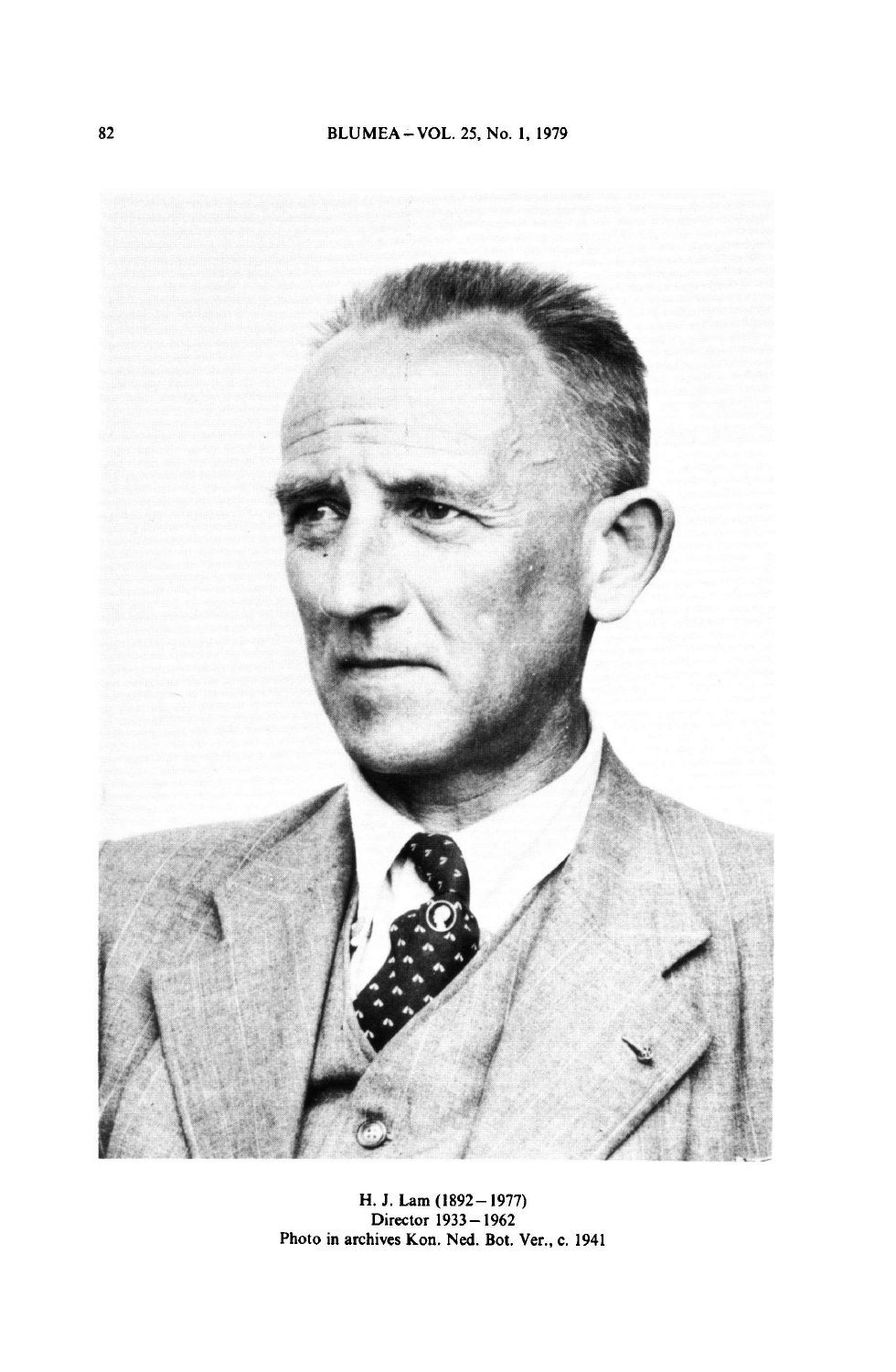H. J. Lam (1892–1977)
Director 1933–1962
Photo in archives Kon. Ned. Bot. Ver., c. 1941